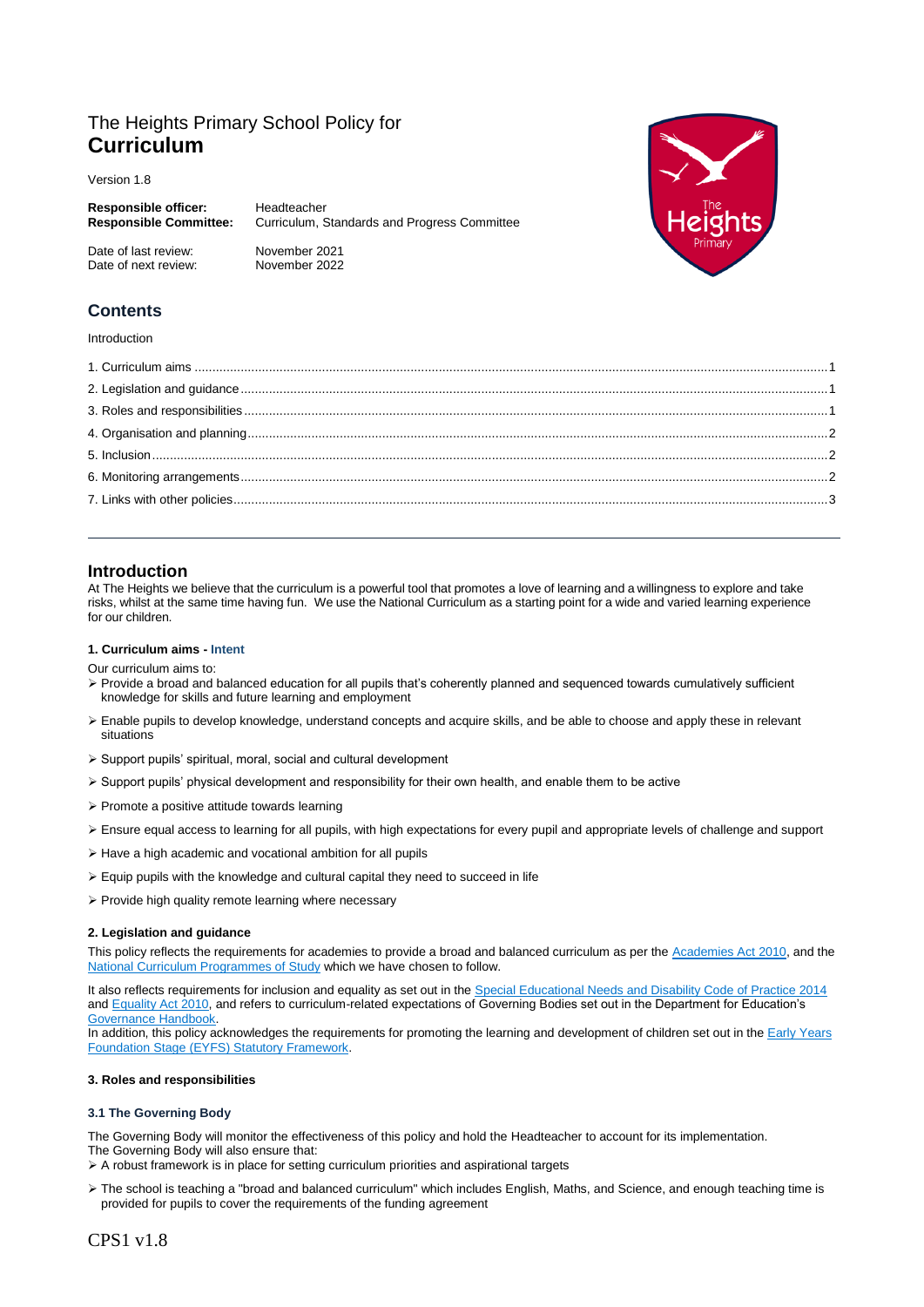# The Heights Primary School Policy for **Curriculum**

Version 1.8

| | |
|---|---|
| **Responsible officer:** | Headteacher |
| **Responsible Committee:** | Curriculum, Standards and Progress Committee |
| Date of last review: | November 2021 |
| Date of next review: | November 2022 |

## Contents

Introduction

1. Curriculum aims .....1
2. Legislation and guidance .....1
3. Roles and responsibilities .....1
4. Organisation and planning .....2
5. Inclusion .....2
6. Monitoring arrangements .....2
7. Links with other policies .....3

---

## Introduction

At The Heights we believe that the curriculum is a powerful tool that promotes a love of learning and a willingness to explore and take risks, whilst at the same time having fun. We use the National Curriculum as a starting point for a wide and varied learning experience for our children.

### 1. Curriculum aims - Intent

Our curriculum aims to:

- Provide a broad and balanced education for all pupils that's coherently planned and sequenced towards cumulatively sufficient knowledge for skills and future learning and employment
- Enable pupils to develop knowledge, understand concepts and acquire skills, and be able to choose and apply these in relevant situations
- Support pupils' spiritual, moral, social and cultural development
- Support pupils' physical development and responsibility for their own health, and enable them to be active
- Promote a positive attitude towards learning
- Ensure equal access to learning for all pupils, with high expectations for every pupil and appropriate levels of challenge and support
- Have a high academic and vocational ambition for all pupils
- Equip pupils with the knowledge and cultural capital they need to succeed in life
- Provide high quality remote learning where necessary

### 2. Legislation and guidance

This policy reflects the requirements for academies to provide a broad and balanced curriculum as per the Academies Act 2010, and the National Curriculum Programmes of Study which we have chosen to follow.

It also reflects requirements for inclusion and equality as set out in the Special Educational Needs and Disability Code of Practice 2014 and Equality Act 2010, and refers to curriculum-related expectations of Governing Bodies set out in the Department for Education's Governance Handbook.

In addition, this policy acknowledges the requirements for promoting the learning and development of children set out in the Early Years Foundation Stage (EYFS) Statutory Framework.

### 3. Roles and responsibilities

#### 3.1 The Governing Body

The Governing Body will monitor the effectiveness of this policy and hold the Headteacher to account for its implementation.
The Governing Body will also ensure that:

- A robust framework is in place for setting curriculum priorities and aspirational targets
- The school is teaching a "broad and balanced curriculum" which includes English, Maths, and Science, and enough teaching time is provided for pupils to cover the requirements of the funding agreement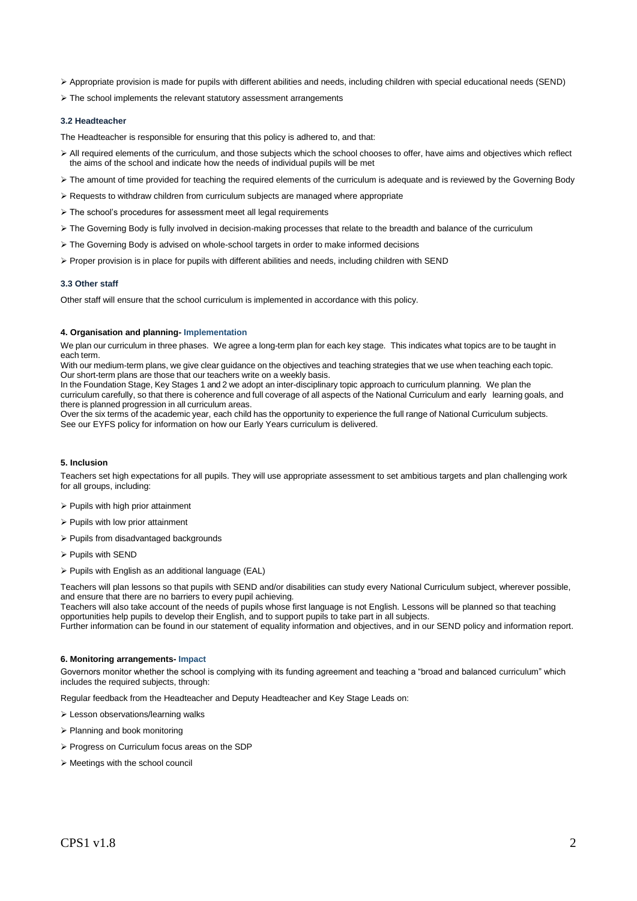- Appropriate provision is made for pupils with different abilities and needs, including children with special educational needs (SEND)
- The school implements the relevant statutory assessment arrangements

### 3.2 Headteacher

The Headteacher is responsible for ensuring that this policy is adhered to, and that:

- All required elements of the curriculum, and those subjects which the school chooses to offer, have aims and objectives which reflect the aims of the school and indicate how the needs of individual pupils will be met
- The amount of time provided for teaching the required elements of the curriculum is adequate and is reviewed by the Governing Body
- Requests to withdraw children from curriculum subjects are managed where appropriate
- The school's procedures for assessment meet all legal requirements
- The Governing Body is fully involved in decision-making processes that relate to the breadth and balance of the curriculum
- The Governing Body is advised on whole-school targets in order to make informed decisions
- Proper provision is in place for pupils with different abilities and needs, including children with SEND

### 3.3 Other staff

Other staff will ensure that the school curriculum is implemented in accordance with this policy.

## 4. Organisation and planning- Implementation

We plan our curriculum in three phases. We agree a long-term plan for each key stage. This indicates what topics are to be taught in each term.
With our medium-term plans, we give clear guidance on the objectives and teaching strategies that we use when teaching each topic.
Our short-term plans are those that our teachers write on a weekly basis.
In the Foundation Stage, Key Stages 1 and 2 we adopt an inter-disciplinary topic approach to curriculum planning. We plan the curriculum carefully, so that there is coherence and full coverage of all aspects of the National Curriculum and early learning goals, and there is planned progression in all curriculum areas.
Over the six terms of the academic year, each child has the opportunity to experience the full range of National Curriculum subjects.
See our EYFS policy for information on how our Early Years curriculum is delivered.

## 5. Inclusion

Teachers set high expectations for all pupils. They will use appropriate assessment to set ambitious targets and plan challenging work for all groups, including:

- Pupils with high prior attainment
- Pupils with low prior attainment
- Pupils from disadvantaged backgrounds
- Pupils with SEND
- Pupils with English as an additional language (EAL)

Teachers will plan lessons so that pupils with SEND and/or disabilities can study every National Curriculum subject, wherever possible, and ensure that there are no barriers to every pupil achieving.
Teachers will also take account of the needs of pupils whose first language is not English. Lessons will be planned so that teaching opportunities help pupils to develop their English, and to support pupils to take part in all subjects.
Further information can be found in our statement of equality information and objectives, and in our SEND policy and information report.

## 6. Monitoring arrangements- Impact

Governors monitor whether the school is complying with its funding agreement and teaching a "broad and balanced curriculum" which includes the required subjects, through:

Regular feedback from the Headteacher and Deputy Headteacher and Key Stage Leads on:

- Lesson observations/learning walks
- Planning and book monitoring
- Progress on Curriculum focus areas on the SDP
- Meetings with the school council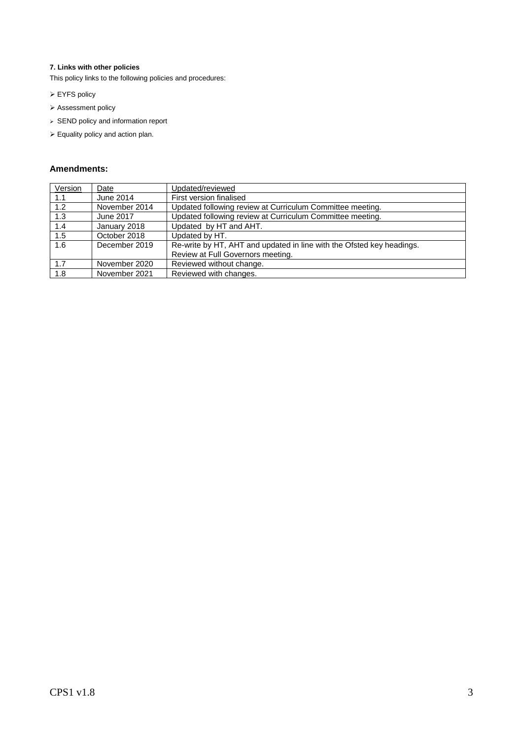#### 7. Links with other policies

This policy links to the following policies and procedures:

- EYFS policy
- Assessment policy
- SEND policy and information report
- Equality policy and action plan.

### Amendments:

| Version | Date | Updated/reviewed |
|---|---|---|
| 1.1 | June 2014 | First version finalised |
| 1.2 | November 2014 | Updated following review at Curriculum Committee meeting. |
| 1.3 | June 2017 | Updated following review at Curriculum Committee meeting. |
| 1.4 | January 2018 | Updated by HT and AHT. |
| 1.5 | October 2018 | Updated by HT. |
| 1.6 | December 2019 | Re-write by HT, AHT and updated in line with the Ofsted key headings. Review at Full Governors meeting. |
| 1.7 | November 2020 | Reviewed without change. |
| 1.8 | November 2021 | Reviewed with changes. |